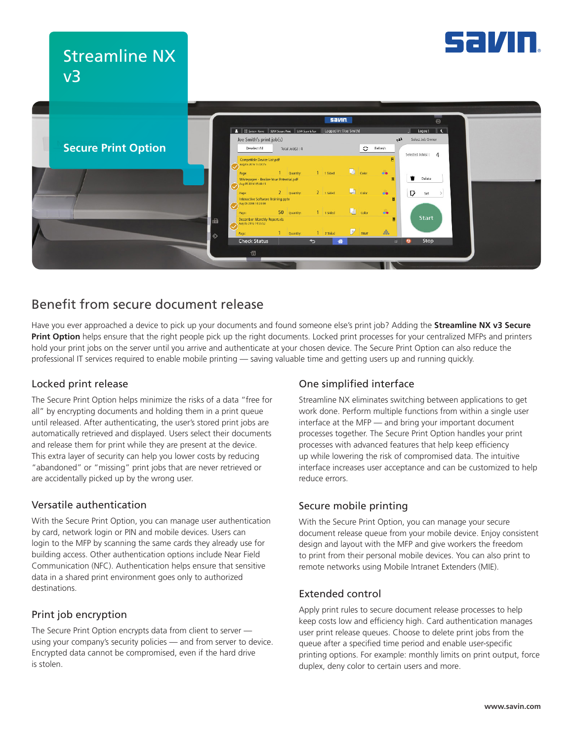# Streamline NX v3

## Secure Print Option

## Benefit from secure document release

Have you ever approached a device to pick up your documents and found someone else's print job? Adding the **Streamline NX v3 Secure Print Option** helps ensure that the right people pick up the right documents. Locked print processes for your centralized MFPs and printers hold your print jobs on the server until you arrive and authenticate at your chosen device. The Secure Print Option can also reduce the professional IT services required to enable mobile printing — saving valuable time and getting users up and running quickly.

### Locked print release

The Secure Print Option helps minimize the risks of a data "free for all" by encrypting documents and holding them in a print queue until released. After authenticating, the user's stored print jobs are automatically retrieved and displayed. Users select their documents and release them for print while they are present at the device. This extra layer of security can help you lower costs by reducing "abandoned" or "missing" print jobs that are never retrieved or are accidentally picked up by the wrong user.

### Versatile authentication

With the Secure Print Option, you can manage user authentication by card, network login or PIN and mobile devices. Users can login to the MFP by scanning the same cards they already use for building access. Other authentication options include Near Field Communication (NFC). Authentication helps ensure that sensitive data in a shared print environment goes only to authorized destinations.

### Print job encryption

The Secure Print Option encrypts data from client to server — using your company's security policies — and from server to device. Encrypted data cannot be compromised, even if the hard drive is stolen.

### One simplified interface

Streamline NX eliminates switching between applications to get work done. Perform multiple functions from within a single user interface at the MFP — and bring your important document processes together. The Secure Print Option handles your print processes with advanced features that help keep efficiency up while lowering the risk of compromised data. The intuitive interface increases user acceptance and can be customized to help reduce errors.

### Secure mobile printing

With the Secure Print Option, you can manage your secure document release queue from your mobile device. Enjoy consistent design and layout with the MFP and give workers the freedom to print from their personal mobile devices. You can also print to remote networks using Mobile Intranet Extenders (MIE).

### Extended control

Apply print rules to secure document release processes to help keep costs low and efficiency high. Card authentication manages user print release queues. Choose to delete print jobs from the queue after a specified time period and enable user-specific printing options. For example: monthly limits on print output, force duplex, deny color to certain users and more.

www.savin.com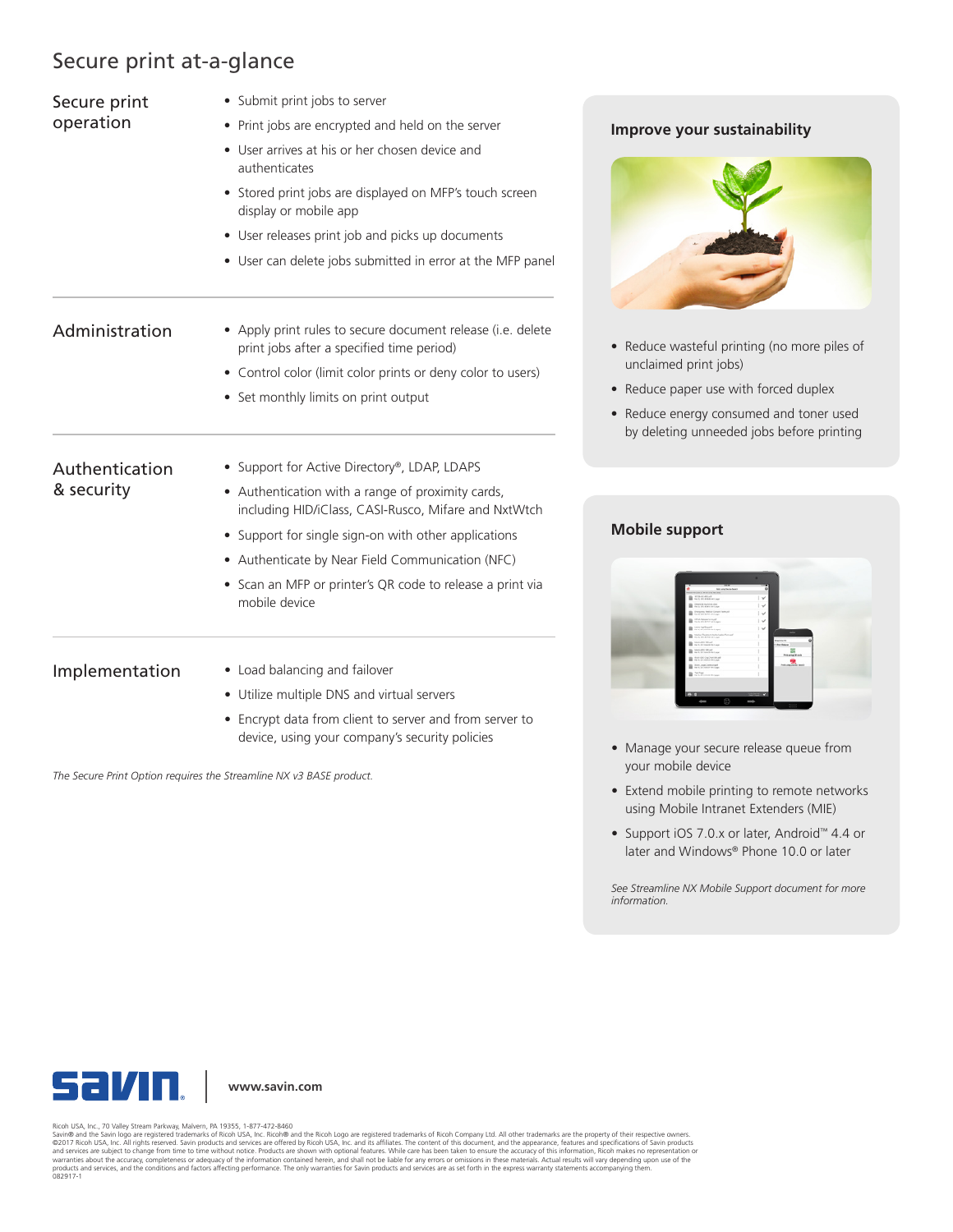# Secure print at-a-glance

## Secure print operation

- Submit print jobs to server
- Print jobs are encrypted and held on the server
- User arrives at his or her chosen device and authenticates
- Stored print jobs are displayed on MFP's touch screen display or mobile app
- User releases print job and picks up documents
- User can delete jobs submitted in error at the MFP panel

## Administration

- Apply print rules to secure document release (i.e. delete print jobs after a specified time period)
- Control color (limit color prints or deny color to users)
- Set monthly limits on print output

## Authentication & security

- Support for Active Directory®, LDAP, LDAPS
- Authentication with a range of proximity cards, including HID/iClass, CASI-Rusco, Mifare and NxtWtch
- Support for single sign-on with other applications
- Authenticate by Near Field Communication (NFC)
- Scan an MFP or printer's QR code to release a print via mobile device

## Implementation

- Load balancing and failover
- Utilize multiple DNS and virtual servers
- Encrypt data from client to server and from server to device, using your company's security policies

*The Secure Print Option requires the Streamline NX v3 BASE product.*

### Improve your sustainability

- Reduce wasteful printing (no more piles of unclaimed print jobs)
- Reduce paper use with forced duplex
- Reduce energy consumed and toner used by deleting unneeded jobs before printing

### Mobile support

- Manage your secure release queue from your mobile device
- Extend mobile printing to remote networks using Mobile Intranet Extenders (MIE)
- Support iOS 7.0.x or later, Android™ 4.4 or later and Windows® Phone 10.0 or later

*See Streamline NX Mobile Support document for more information.*

savin | www.savin.com

Ricoh USA, Inc., 70 Valley Stream Parkway, Malvern, PA 19355, 1-877-472-8460
Savin® and the Savin logo are registered trademarks of Ricoh USA, Inc. Ricoh® and the Ricoh Logo are registered trademarks of Ricoh Company Ltd. All other trademarks are the property of their respective owners. ©2017 Ricoh USA, Inc. All rights reserved. Savin products and services are offered by Ricoh USA, Inc. and its affiliates. The content of this document, and the appearance, features and specifications of Savin products and services are subject to change from time to time without notice. Products are shown with optional features. While care has been taken to ensure the accuracy of this information, Ricoh makes no representation or warranties about the accuracy, completeness or adequacy of the information contained herein, and shall not be liable for any errors or omissions in these materials. Actual results will vary depending upon use of the products and services, and the conditions and factors affecting performance. The only warranties for Savin products and services are as set forth in the express warranty statements accompanying them.
082917-1